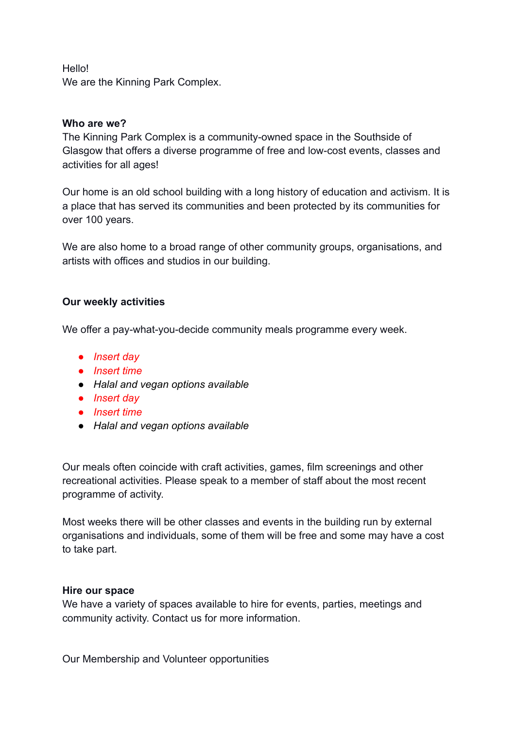Hello!
We are the Kinning Park Complex.

**Who are we?**
The Kinning Park Complex is a community-owned space in the Southside of Glasgow that offers a diverse programme of free and low-cost events, classes and activities for all ages!

Our home is an old school building with a long history of education and activism. It is a place that has served its communities and been protected by its communities for over 100 years.

We are also home to a broad range of other community groups, organisations, and artists with offices and studios in our building.

**Our weekly activities**

We offer a pay-what-you-decide community meals programme every week.

- *Insert day*
- *Insert time*
- *Halal and vegan options available*
- *Insert day*
- *Insert time*
- *Halal and vegan options available*

Our meals often coincide with craft activities, games, film screenings and other recreational activities. Please speak to a member of staff about the most recent programme of activity.

Most weeks there will be other classes and events in the building run by external organisations and individuals, some of them will be free and some may have a cost to take part.

**Hire our space**
We have a variety of spaces available to hire for events, parties, meetings and community activity. Contact us for more information.

Our Membership and Volunteer opportunities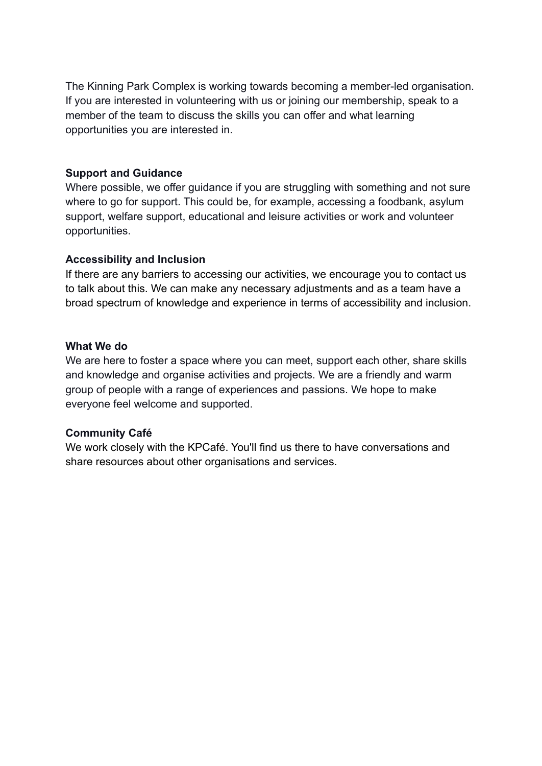The Kinning Park Complex is working towards becoming a member-led organisation. If you are interested in volunteering with us or joining our membership, speak to a member of the team to discuss the skills you can offer and what learning opportunities you are interested in.

**Support and Guidance**

Where possible, we offer guidance if you are struggling with something and not sure where to go for support. This could be, for example, accessing a foodbank, asylum support, welfare support, educational and leisure activities or work and volunteer opportunities.

**Accessibility and Inclusion**

If there are any barriers to accessing our activities, we encourage you to contact us to talk about this. We can make any necessary adjustments and as a team have a broad spectrum of knowledge and experience in terms of accessibility and inclusion.

**What We do**

We are here to foster a space where you can meet, support each other, share skills and knowledge and organise activities and projects. We are a friendly and warm group of people with a range of experiences and passions. We hope to make everyone feel welcome and supported.

**Community Café**

We work closely with the KPCafé. You'll find us there to have conversations and share resources about other organisations and services.